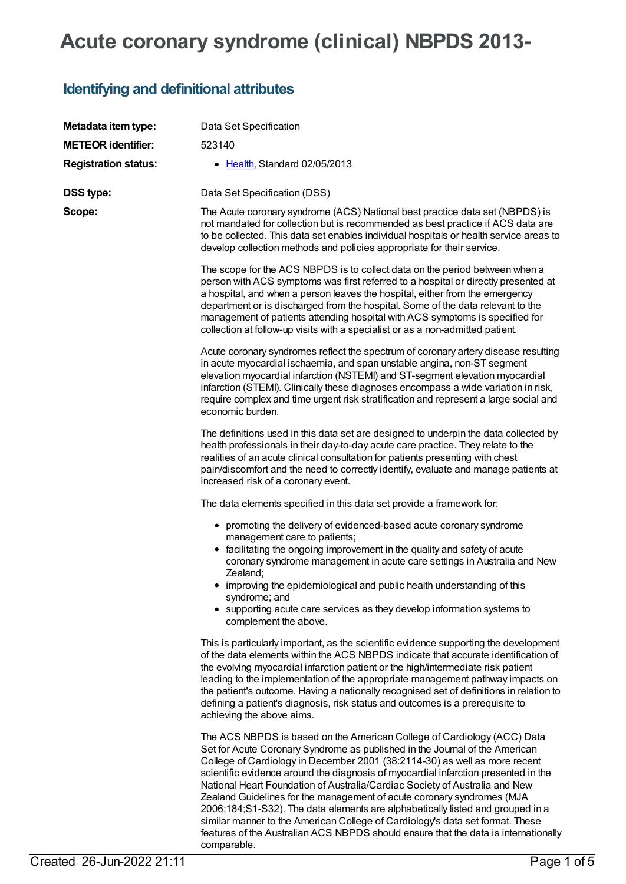# Acute coronary syndrome (clinical) NBPDS 2013-

## Identifying and definitional attributes

| | |
|---|---|
| **Metadata item type:** | Data Set Specification |
| **METEOR identifier:** | 523140 |
| **Registration status:** | • Health, Standard 02/05/2013 |
| **DSS type:** | Data Set Specification (DSS) |

**Scope:**

The Acute coronary syndrome (ACS) National best practice data set (NBPDS) is not mandated for collection but is recommended as best practice if ACS data are to be collected. This data set enables individual hospitals or health service areas to develop collection methods and policies appropriate for their service.

The scope for the ACS NBPDS is to collect data on the period between when a person with ACS symptoms was first referred to a hospital or directly presented at a hospital, and when a person leaves the hospital, either from the emergency department or is discharged from the hospital. Some of the data relevant to the management of patients attending hospital with ACS symptoms is specified for collection at follow-up visits with a specialist or as a non-admitted patient.

Acute coronary syndromes reflect the spectrum of coronary artery disease resulting in acute myocardial ischaemia, and span unstable angina, non-ST segment elevation myocardial infarction (NSTEMI) and ST-segment elevation myocardial infarction (STEMI). Clinically these diagnoses encompass a wide variation in risk, require complex and time urgent risk stratification and represent a large social and economic burden.

The definitions used in this data set are designed to underpin the data collected by health professionals in their day-to-day acute care practice. They relate to the realities of an acute clinical consultation for patients presenting with chest pain/discomfort and the need to correctly identify, evaluate and manage patients at increased risk of a coronary event.

The data elements specified in this data set provide a framework for:

- promoting the delivery of evidenced-based acute coronary syndrome management care to patients;
- facilitating the ongoing improvement in the quality and safety of acute coronary syndrome management in acute care settings in Australia and New Zealand;
- improving the epidemiological and public health understanding of this syndrome; and
- supporting acute care services as they develop information systems to complement the above.

This is particularly important, as the scientific evidence supporting the development of the data elements within the ACS NBPDS indicate that accurate identification of the evolving myocardial infarction patient or the high/intermediate risk patient leading to the implementation of the appropriate management pathway impacts on the patient's outcome. Having a nationally recognised set of definitions in relation to defining a patient's diagnosis, risk status and outcomes is a prerequisite to achieving the above aims.

The ACS NBPDS is based on the American College of Cardiology (ACC) Data Set for Acute Coronary Syndrome as published in the Journal of the American College of Cardiology in December 2001 (38:2114-30) as well as more recent scientific evidence around the diagnosis of myocardial infarction presented in the National Heart Foundation of Australia/Cardiac Society of Australia and New Zealand Guidelines for the management of acute coronary syndromes (MJA 2006;184;S1-S32). The data elements are alphabetically listed and grouped in a similar manner to the American College of Cardiology's data set format. These features of the Australian ACS NBPDS should ensure that the data is internationally comparable.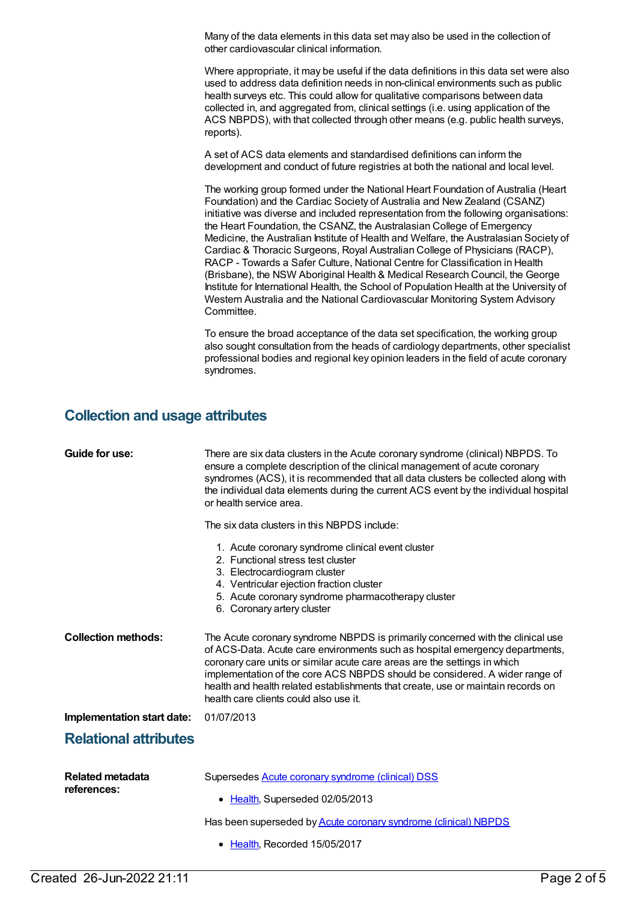Many of the data elements in this data set may also be used in the collection of other cardiovascular clinical information.

Where appropriate, it may be useful if the data definitions in this data set were also used to address data definition needs in non-clinical environments such as public health surveys etc. This could allow for qualitative comparisons between data collected in, and aggregated from, clinical settings (i.e. using application of the ACS NBPDS), with that collected through other means (e.g. public health surveys, reports).

A set of ACS data elements and standardised definitions can inform the development and conduct of future registries at both the national and local level.

The working group formed under the National Heart Foundation of Australia (Heart Foundation) and the Cardiac Society of Australia and New Zealand (CSANZ) initiative was diverse and included representation from the following organisations: the Heart Foundation, the CSANZ, the Australasian College of Emergency Medicine, the Australian Institute of Health and Welfare, the Australasian Society of Cardiac & Thoracic Surgeons, Royal Australian College of Physicians (RACP), RACP - Towards a Safer Culture, National Centre for Classification in Health (Brisbane), the NSW Aboriginal Health & Medical Research Council, the George Institute for International Health, the School of Population Health at the University of Western Australia and the National Cardiovascular Monitoring System Advisory Committee.

To ensure the broad acceptance of the data set specification, the working group also sought consultation from the heads of cardiology departments, other specialist professional bodies and regional key opinion leaders in the field of acute coronary syndromes.

## Collection and usage attributes

**Guide for use:**

There are six data clusters in the Acute coronary syndrome (clinical) NBPDS. To ensure a complete description of the clinical management of acute coronary syndromes (ACS), it is recommended that all data clusters be collected along with the individual data elements during the current ACS event by the individual hospital or health service area.

The six data clusters in this NBPDS include:

1. Acute coronary syndrome clinical event cluster
2. Functional stress test cluster
3. Electrocardiogram cluster
4. Ventricular ejection fraction cluster
5. Acute coronary syndrome pharmacotherapy cluster
6. Coronary artery cluster

**Collection methods:**

The Acute coronary syndrome NBPDS is primarily concerned with the clinical use of ACS-Data. Acute care environments such as hospital emergency departments, coronary care units or similar acute care areas are the settings in which implementation of the core ACS NBPDS should be considered. A wider range of health and health related establishments that create, use or maintain records on health care clients could also use it.

**Implementation start date:** 01/07/2013

## Relational attributes

**Related metadata references:**

Supersedes Acute coronary syndrome (clinical) DSS

- Health, Superseded 02/05/2013

Has been superseded by Acute coronary syndrome (clinical) NBPDS

- Health, Recorded 15/05/2017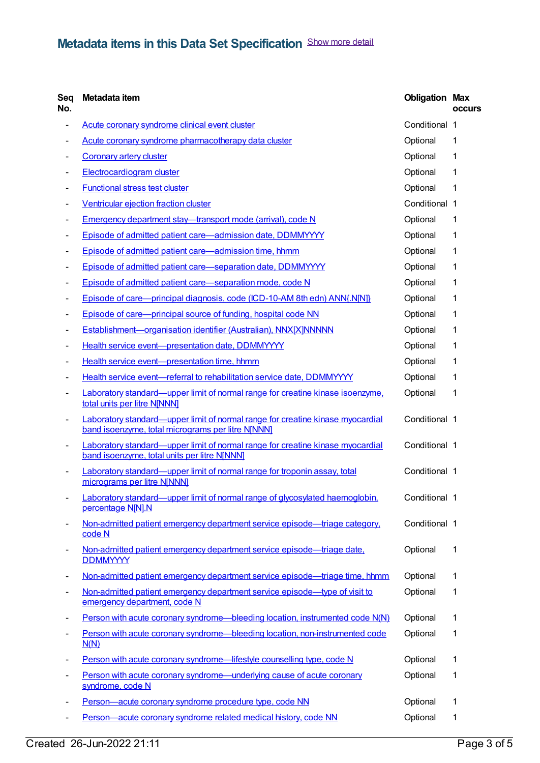## Metadata items in this Data Set Specification Show more detail

| Seq No. | Metadata item | Obligation | Max occurs |
|---|---|---|---|
| - | Acute coronary syndrome clinical event cluster | Conditional | 1 |
| - | Acute coronary syndrome pharmacotherapy data cluster | Optional | 1 |
| - | Coronary artery cluster | Optional | 1 |
| - | Electrocardiogram cluster | Optional | 1 |
| - | Functional stress test cluster | Optional | 1 |
| - | Ventricular ejection fraction cluster | Conditional | 1 |
| - | Emergency department stay—transport mode (arrival), code N | Optional | 1 |
| - | Episode of admitted patient care—admission date, DDMMYYYY | Optional | 1 |
| - | Episode of admitted patient care—admission time, hhmm | Optional | 1 |
| - | Episode of admitted patient care—separation date, DDMMYYYY | Optional | 1 |
| - | Episode of admitted patient care—separation mode, code N | Optional | 1 |
| - | Episode of care—principal diagnosis, code (ICD-10-AM 8th edn) ANN{.N[N]} | Optional | 1 |
| - | Episode of care—principal source of funding, hospital code NN | Optional | 1 |
| - | Establishment—organisation identifier (Australian), NNX[X]NNNNN | Optional | 1 |
| - | Health service event—presentation date, DDMMYYYY | Optional | 1 |
| - | Health service event—presentation time, hhmm | Optional | 1 |
| - | Health service event—referral to rehabilitation service date, DDMMYYYY | Optional | 1 |
| - | Laboratory standard—upper limit of normal range for creatine kinase isoenzyme, total units per litre N[NNN] | Optional | 1 |
| - | Laboratory standard—upper limit of normal range for creatine kinase myocardial band isoenzyme, total micrograms per litre N[NNN] | Conditional | 1 |
| - | Laboratory standard—upper limit of normal range for creatine kinase myocardial band isoenzyme, total units per litre N[NNN] | Conditional | 1 |
| - | Laboratory standard—upper limit of normal range for troponin assay, total micrograms per litre N[NNN] | Conditional | 1 |
| - | Laboratory standard—upper limit of normal range of glycosylated haemoglobin, percentage N[N].N | Conditional | 1 |
| - | Non-admitted patient emergency department service episode—triage category, code N | Conditional | 1 |
| - | Non-admitted patient emergency department service episode—triage date, DDMMYYYY | Optional | 1 |
| - | Non-admitted patient emergency department service episode—triage time, hhmm | Optional | 1 |
| - | Non-admitted patient emergency department service episode—type of visit to emergency department, code N | Optional | 1 |
| - | Person with acute coronary syndrome—bleeding location, instrumented code N(N) | Optional | 1 |
| - | Person with acute coronary syndrome—bleeding location, non-instrumented code N(N) | Optional | 1 |
| - | Person with acute coronary syndrome—lifestyle counselling type, code N | Optional | 1 |
| - | Person with acute coronary syndrome—underlying cause of acute coronary syndrome, code N | Optional | 1 |
| - | Person—acute coronary syndrome procedure type, code NN | Optional | 1 |
| - | Person—acute coronary syndrome related medical history, code NN | Optional | 1 |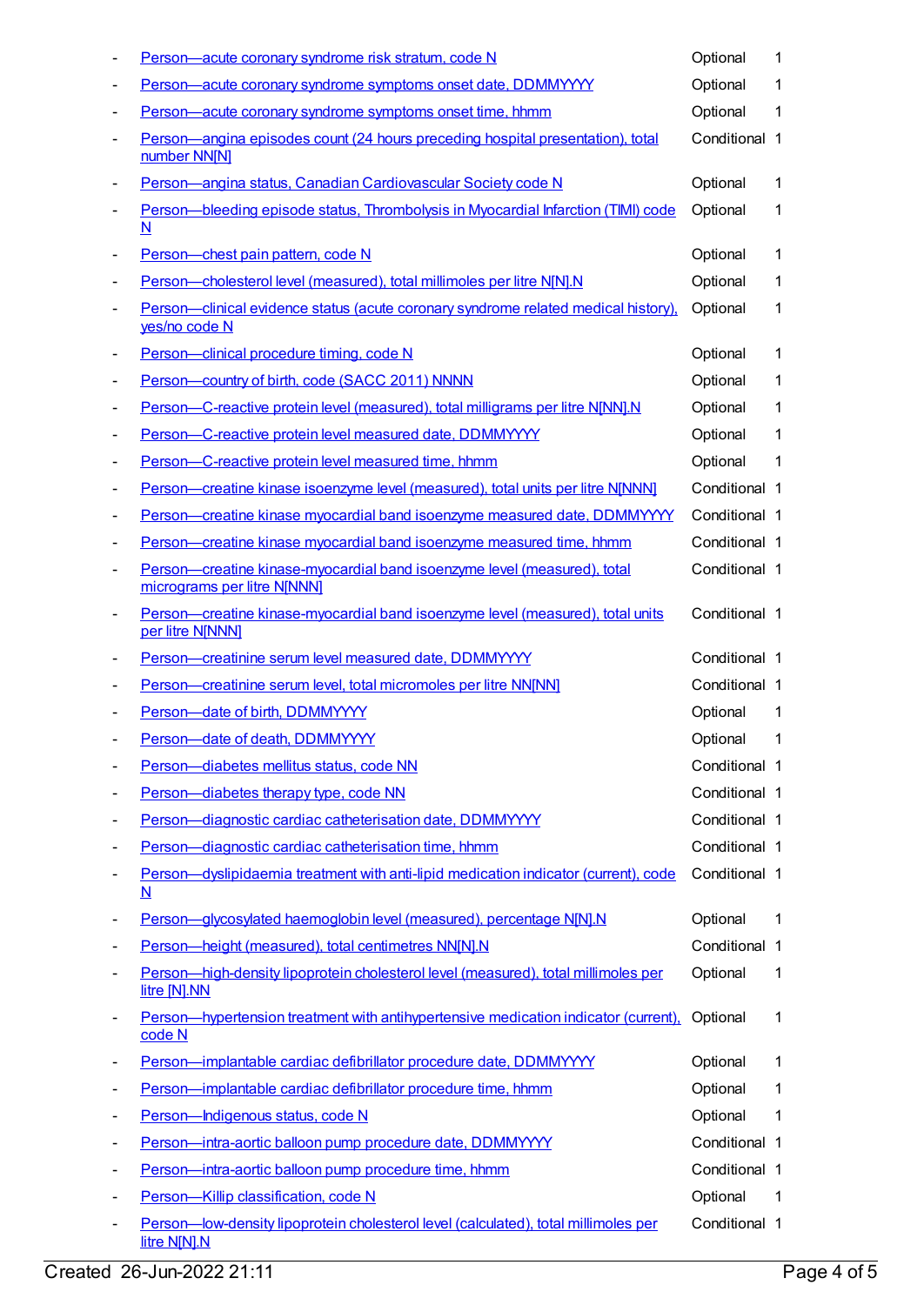- Person—acute coronary syndrome risk stratum, code N | Optional | 1
- Person—acute coronary syndrome symptoms onset date, DDMMYYYY | Optional | 1
- Person—acute coronary syndrome symptoms onset time, hhmm | Optional | 1
- Person—angina episodes count (24 hours preceding hospital presentation), total number NN[N] | Conditional | 1
- Person—angina status, Canadian Cardiovascular Society code N | Optional | 1
- Person—bleeding episode status, Thrombolysis in Myocardial Infarction (TIMI) code N | Optional | 1
- Person—chest pain pattern, code N | Optional | 1
- Person—cholesterol level (measured), total millimoles per litre N[N].N | Optional | 1
- Person—clinical evidence status (acute coronary syndrome related medical history), yes/no code N | Optional | 1
- Person—clinical procedure timing, code N | Optional | 1
- Person—country of birth, code (SACC 2011) NNNN | Optional | 1
- Person—C-reactive protein level (measured), total milligrams per litre N[NN].N | Optional | 1
- Person—C-reactive protein level measured date, DDMMYYYY | Optional | 1
- Person—C-reactive protein level measured time, hhmm | Optional | 1
- Person—creatine kinase isoenzyme level (measured), total units per litre N[NNN] | Conditional | 1
- Person—creatine kinase myocardial band isoenzyme measured date, DDMMYYYY | Conditional | 1
- Person—creatine kinase myocardial band isoenzyme measured time, hhmm | Conditional | 1
- Person—creatine kinase-myocardial band isoenzyme level (measured), total micrograms per litre N[NNN] | Conditional | 1
- Person—creatine kinase-myocardial band isoenzyme level (measured), total units per litre N[NNN] | Conditional | 1
- Person—creatinine serum level measured date, DDMMYYYY | Conditional | 1
- Person—creatinine serum level, total micromoles per litre NN[NN] | Conditional | 1
- Person—date of birth, DDMMYYYY | Optional | 1
- Person—date of death, DDMMYYYY | Optional | 1
- Person—diabetes mellitus status, code NN | Conditional | 1
- Person—diabetes therapy type, code NN | Conditional | 1
- Person—diagnostic cardiac catheterisation date, DDMMYYYY | Conditional | 1
- Person—diagnostic cardiac catheterisation time, hhmm | Conditional | 1
- Person—dyslipidaemia treatment with anti-lipid medication indicator (current), code N | Conditional | 1
- Person—glycosylated haemoglobin level (measured), percentage N[N].N | Optional | 1
- Person—height (measured), total centimetres NN[N].N | Conditional | 1
- Person—high-density lipoprotein cholesterol level (measured), total millimoles per litre [N].NN | Optional | 1
- Person—hypertension treatment with antihypertensive medication indicator (current), code N | Optional | 1
- Person—implantable cardiac defibrillator procedure date, DDMMYYYY | Optional | 1
- Person—implantable cardiac defibrillator procedure time, hhmm | Optional | 1
- Person—Indigenous status, code N | Optional | 1
- Person—intra-aortic balloon pump procedure date, DDMMYYYY | Conditional | 1
- Person—intra-aortic balloon pump procedure time, hhmm | Conditional | 1
- Person—Killip classification, code N | Optional | 1
- Person—low-density lipoprotein cholesterol level (calculated), total millimoles per litre N[N].N | Conditional | 1

Created 26-Jun-2022 21:11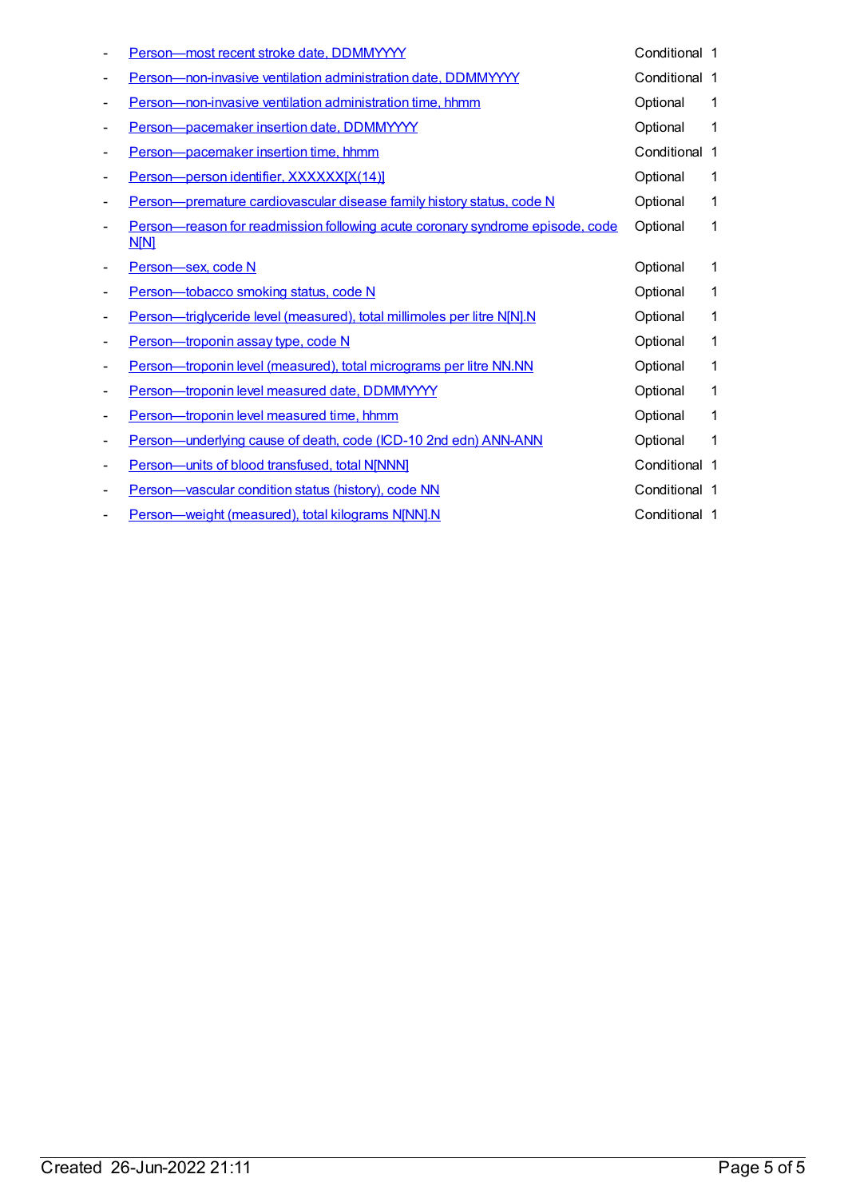| | | |
|---|---|---|
| - Person—most recent stroke date, DDMMYYYY | Conditional | 1 |
| - Person—non-invasive ventilation administration date, DDMMYYYY | Conditional | 1 |
| - Person—non-invasive ventilation administration time, hhmm | Optional | 1 |
| - Person—pacemaker insertion date, DDMMYYYY | Optional | 1 |
| - Person—pacemaker insertion time, hhmm | Conditional | 1 |
| - Person—person identifier, XXXXXX[X(14)] | Optional | 1 |
| - Person—premature cardiovascular disease family history status, code N | Optional | 1 |
| - Person—reason for readmission following acute coronary syndrome episode, code N[N] | Optional | 1 |
| - Person—sex, code N | Optional | 1 |
| - Person—tobacco smoking status, code N | Optional | 1 |
| - Person—triglyceride level (measured), total millimoles per litre N[N].N | Optional | 1 |
| - Person—troponin assay type, code N | Optional | 1 |
| - Person—troponin level (measured), total micrograms per litre NN.NN | Optional | 1 |
| - Person—troponin level measured date, DDMMYYYY | Optional | 1 |
| - Person—troponin level measured time, hhmm | Optional | 1 |
| - Person—underlying cause of death, code (ICD-10 2nd edn) ANN-ANN | Optional | 1 |
| - Person—units of blood transfused, total N[NNN] | Conditional | 1 |
| - Person—vascular condition status (history), code NN | Conditional | 1 |
| - Person—weight (measured), total kilograms N[NN].N | Conditional | 1 |

Created 26-Jun-2022 21:11